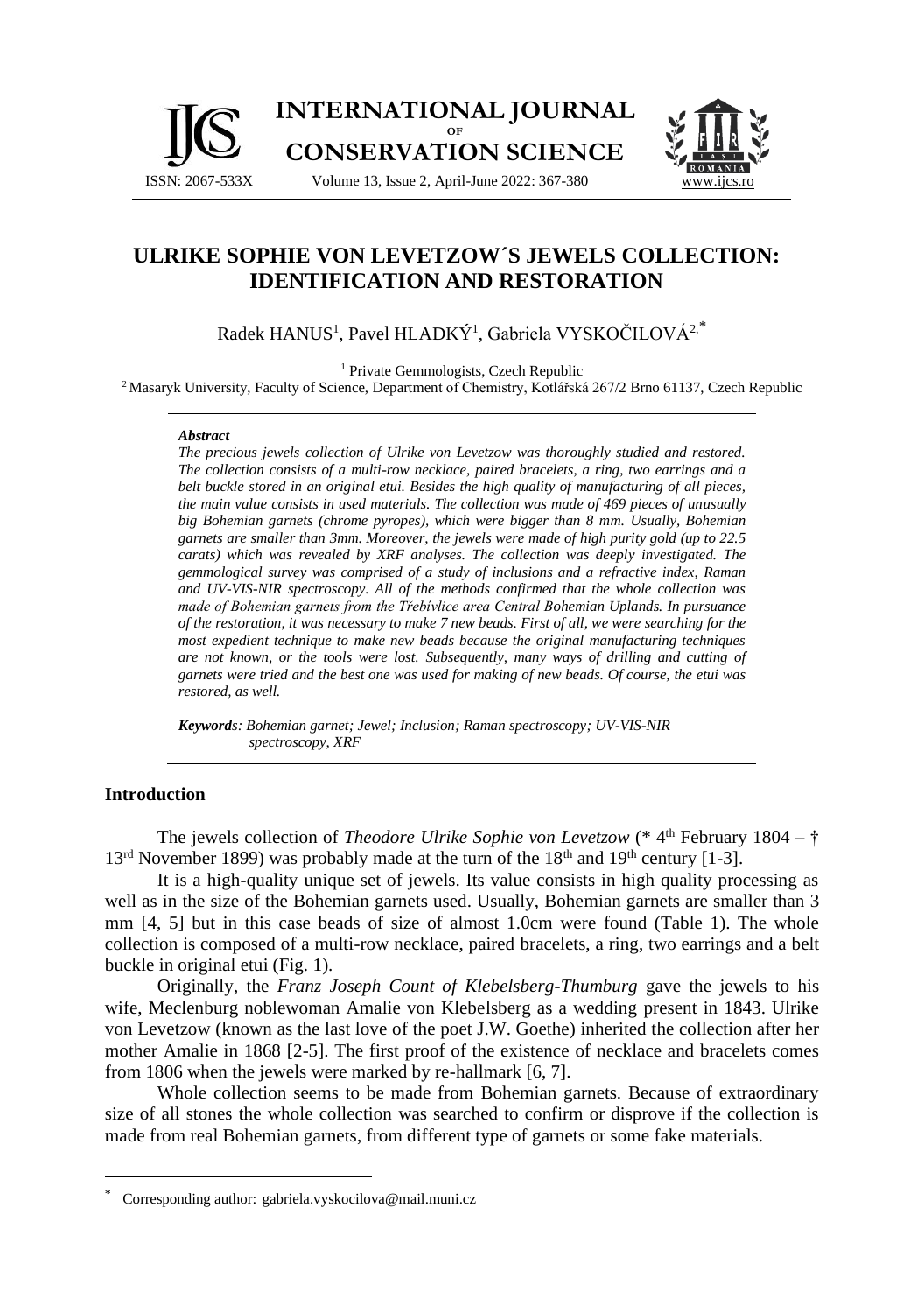# ULRIKE SOPHIE VON LEVETZOW´S JEWELS COLLECTION: IDENTIFICATION AND RESTORATION

Radek HANUS[1], Pavel HLADKÝ[1], Gabriela VYSKOČILOVÁ[2,*]

[1] Private Gemmologists, Czech Republic

[2] Masaryk University, Faculty of Science, Department of Chemistry, Kotlářská 267/2 Brno 61137, Czech Republic

***Abstract***

*The precious jewels collection of Ulrike von Levetzow was thoroughly studied and restored. The collection consists of a multi-row necklace, paired bracelets, a ring, two earrings and a belt buckle stored in an original etui. Besides the high quality of manufacturing of all pieces, the main value consists in used materials. The collection was made of 469 pieces of unusually big Bohemian garnets (chrome pyropes), which were bigger than 8 mm. Usually, Bohemian garnets are smaller than 3mm. Moreover, the jewels were made of high purity gold (up to 22.5 carats) which was revealed by XRF analyses. The collection was deeply investigated. The gemmological survey was comprised of a study of inclusions and a refractive index, Raman and UV-VIS-NIR spectroscopy. All of the methods confirmed that the whole collection was made of Bohemian garnets from the Třebívlice area Central Bohemian Uplands. In pursuance of the restoration, it was necessary to make 7 new beads. First of all, we were searching for the most expedient technique to make new beads because the original manufacturing techniques are not known, or the tools were lost. Subsequently, many ways of drilling and cutting of garnets were tried and the best one was used for making of new beads. Of course, the etui was restored, as well.*

***Keywords****: Bohemian garnet; Jewel; Inclusion; Raman spectroscopy; UV-VIS-NIR spectroscopy, XRF*

## Introduction

The jewels collection of *Theodore Ulrike Sophie von Levetzow* (* 4th February 1804 – † 13rd November 1899) was probably made at the turn of the 18th and 19th century [1-3].

It is a high-quality unique set of jewels. Its value consists in high quality processing as well as in the size of the Bohemian garnets used. Usually, Bohemian garnets are smaller than 3 mm [4, 5] but in this case beads of size of almost 1.0cm were found (Table 1). The whole collection is composed of a multi-row necklace, paired bracelets, a ring, two earrings and a belt buckle in original etui (Fig. 1).

Originally, the *Franz Joseph Count of Klebelsberg-Thumburg* gave the jewels to his wife, Meclenburg noblewoman Amalie von Klebelsberg as a wedding present in 1843. Ulrike von Levetzow (known as the last love of the poet J.W. Goethe) inherited the collection after her mother Amalie in 1868 [2-5]. The first proof of the existence of necklace and bracelets comes from 1806 when the jewels were marked by re-hallmark [6, 7].

Whole collection seems to be made from Bohemian garnets. Because of extraordinary size of all stones the whole collection was searched to confirm or disprove if the collection is made from real Bohemian garnets, from different type of garnets or some fake materials.

* Corresponding author: gabriela.vyskocilova@mail.muni.cz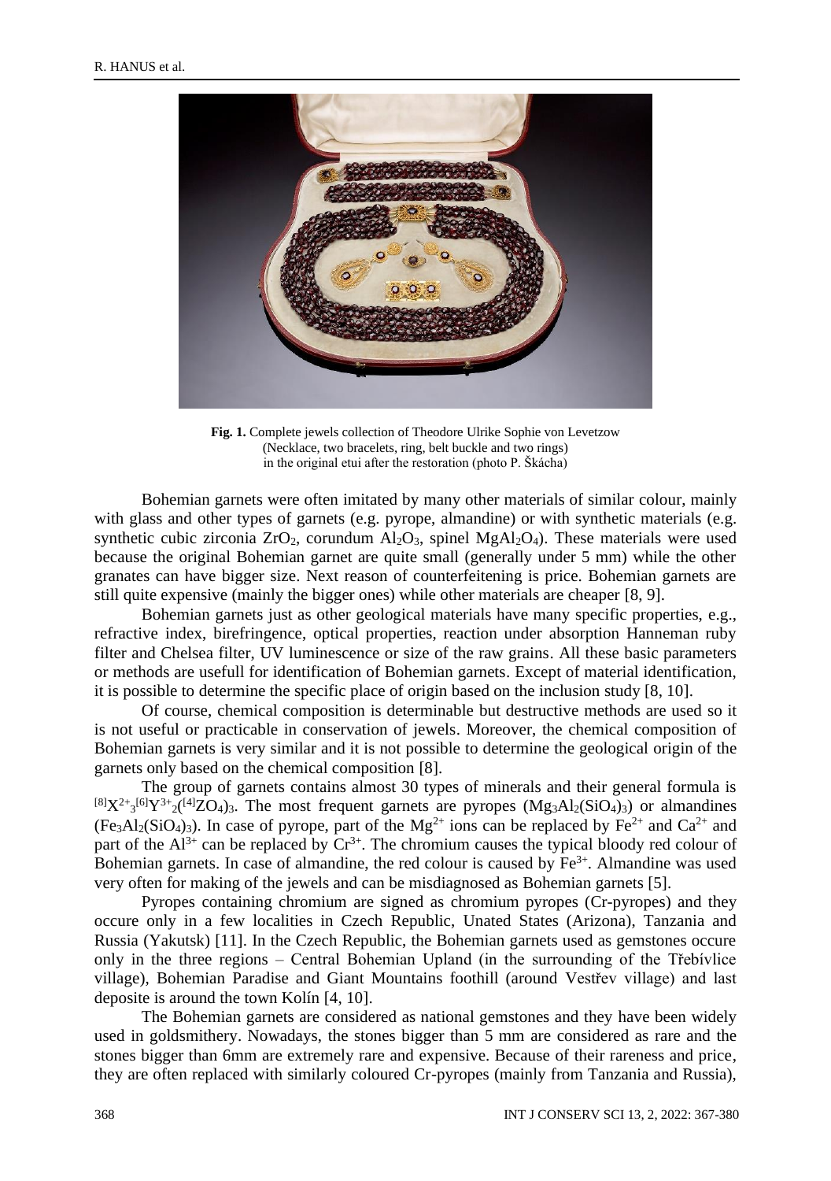**Fig. 1.** Complete jewels collection of Theodore Ulrike Sophie von Levetzow (Necklace, two bracelets, ring, belt buckle and two rings) in the original etui after the restoration (photo P. Škácha)

Bohemian garnets were often imitated by many other materials of similar colour, mainly with glass and other types of garnets (e.g. pyrope, almandine) or with synthetic materials (e.g. synthetic cubic zirconia $ZrO_2$, corundum $Al_2O_3$, spinel $MgAl_2O_4$). These materials were used because the original Bohemian garnet are quite small (generally under 5 mm) while the other granates can have bigger size. Next reason of counterfeitening is price. Bohemian garnets are still quite expensive (mainly the bigger ones) while other materials are cheaper [8, 9].

Bohemian garnets just as other geological materials have many specific properties, e.g., refractive index, birefringence, optical properties, reaction under absorption Hanneman ruby filter and Chelsea filter, UV luminescence or size of the raw grains. All these basic parameters or methods are usefull for identification of Bohemian garnets. Except of material identification, it is possible to determine the specific place of origin based on the inclusion study [8, 10].

Of course, chemical composition is determinable but destructive methods are used so it is not useful or practicable in conservation of jewels. Moreover, the chemical composition of Bohemian garnets is very similar and it is not possible to determine the geological origin of the garnets only based on the chemical composition [8].

The group of garnets contains almost 30 types of minerals and their general formula is $^{[8]}X^{2+}{}_3{}^{[6]}Y^{3+}{}_2({}^{[4]}ZO_4)_3$. The most frequent garnets are pyropes ($Mg_3Al_2(SiO_4)_3$) or almandines ($Fe_3Al_2(SiO_4)_3$). In case of pyrope, part of the $Mg^{2+}$ ions can be replaced by $Fe^{2+}$ and $Ca^{2+}$ and part of the $Al^{3+}$ can be replaced by $Cr^{3+}$. The chromium causes the typical bloody red colour of Bohemian garnets. In case of almandine, the red colour is caused by $Fe^{3+}$. Almandine was used very often for making of the jewels and can be misdiagnosed as Bohemian garnets [5].

Pyropes containing chromium are signed as chromium pyropes (Cr-pyropes) and they occure only in a few localities in Czech Republic, Unated States (Arizona), Tanzania and Russia (Yakutsk) [11]. In the Czech Republic, the Bohemian garnets used as gemstones occure only in the three regions – Central Bohemian Upland (in the surrounding of the Třebívlice village), Bohemian Paradise and Giant Mountains foothill (around Vestřev village) and last deposite is around the town Kolín [4, 10].

The Bohemian garnets are considered as national gemstones and they have been widely used in goldsmithery. Nowadays, the stones bigger than 5 mm are considered as rare and the stones bigger than 6mm are extremely rare and expensive. Because of their rareness and price, they are often replaced with similarly coloured Cr-pyropes (mainly from Tanzania and Russia),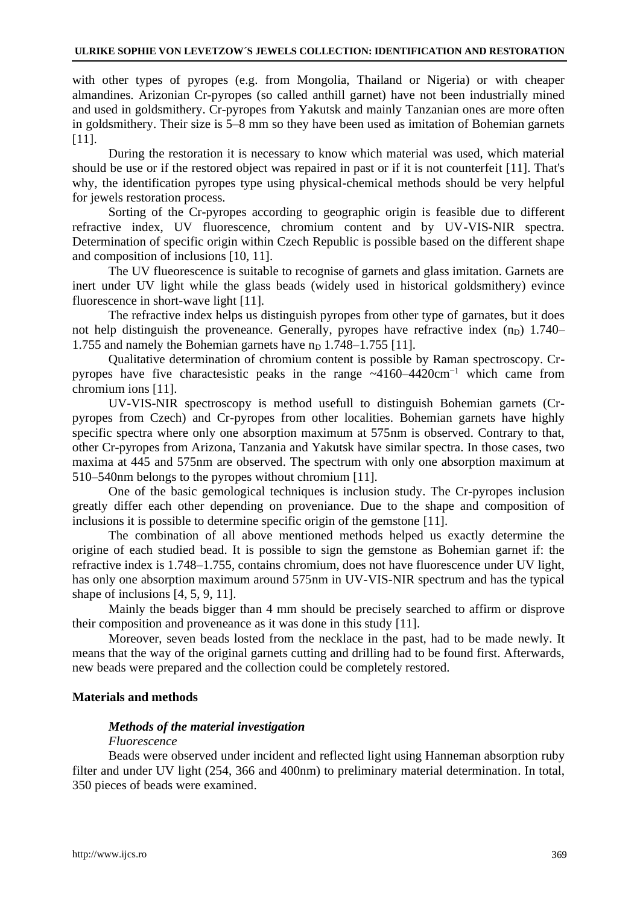with other types of pyropes (e.g. from Mongolia, Thailand or Nigeria) or with cheaper almandines. Arizonian Cr-pyropes (so called anthill garnet) have not been industrially mined and used in goldsmithery. Cr-pyropes from Yakutsk and mainly Tanzanian ones are more often in goldsmithery. Their size is 5–8 mm so they have been used as imitation of Bohemian garnets [11].

During the restoration it is necessary to know which material was used, which material should be use or if the restored object was repaired in past or if it is not counterfeit [11]. That's why, the identification pyropes type using physical-chemical methods should be very helpful for jewels restoration process.

Sorting of the Cr-pyropes according to geographic origin is feasible due to different refractive index, UV fluorescence, chromium content and by UV-VIS-NIR spectra. Determination of specific origin within Czech Republic is possible based on the different shape and composition of inclusions [10, 11].

The UV flueorescence is suitable to recognise of garnets and glass imitation. Garnets are inert under UV light while the glass beads (widely used in historical goldsmithery) evince fluorescence in short-wave light [11].

The refractive index helps us distinguish pyropes from other type of garnates, but it does not help distinguish the proveneance. Generally, pyropes have refractive index ($n_D$) 1.740–1.755 and namely the Bohemian garnets have $n_D$ 1.748–1.755 [11].

Qualitative determination of chromium content is possible by Raman spectroscopy. Cr-pyropes have five charactesistic peaks in the range ~4160–4420cm$^{-1}$ which came from chromium ions [11].

UV-VIS-NIR spectroscopy is method usefull to distinguish Bohemian garnets (Cr-pyropes from Czech) and Cr-pyropes from other localities. Bohemian garnets have highly specific spectra where only one absorption maximum at 575nm is observed. Contrary to that, other Cr-pyropes from Arizona, Tanzania and Yakutsk have similar spectra. In those cases, two maxima at 445 and 575nm are observed. The spectrum with only one absorption maximum at 510–540nm belongs to the pyropes without chromium [11].

One of the basic gemological techniques is inclusion study. The Cr-pyropes inclusion greatly differ each other depending on proveniance. Due to the shape and composition of inclusions it is possible to determine specific origin of the gemstone [11].

The combination of all above mentioned methods helped us exactly determine the origine of each studied bead. It is possible to sign the gemstone as Bohemian garnet if: the refractive index is 1.748–1.755, contains chromium, does not have fluorescence under UV light, has only one absorption maximum around 575nm in UV-VIS-NIR spectrum and has the typical shape of inclusions [4, 5, 9, 11].

Mainly the beads bigger than 4 mm should be precisely searched to affirm or disprove their composition and proveneance as it was done in this study [11].

Moreover, seven beads losted from the necklace in the past, had to be made newly. It means that the way of the original garnets cutting and drilling had to be found first. Afterwards, new beads were prepared and the collection could be completely restored.

## Materials and methods

### *Methods of the material investigation*

*Fluorescence*

Beads were observed under incident and reflected light using Hanneman absorption ruby filter and under UV light (254, 366 and 400nm) to preliminary material determination. In total, 350 pieces of beads were examined.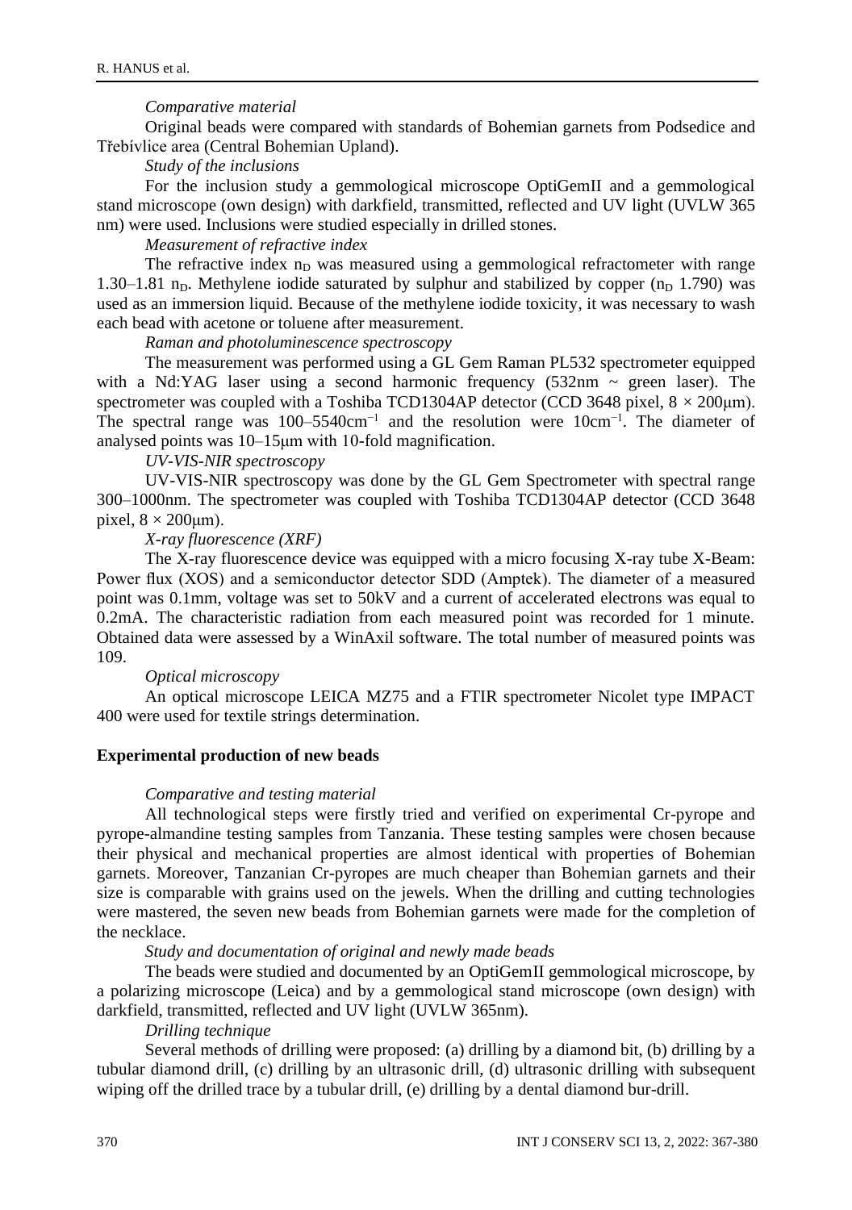*Comparative material*

Original beads were compared with standards of Bohemian garnets from Podsedice and Třebívlice area (Central Bohemian Upland).

*Study of the inclusions*

For the inclusion study a gemmological microscope OptiGemII and a gemmological stand microscope (own design) with darkfield, transmitted, reflected and UV light (UVLW 365 nm) were used. Inclusions were studied especially in drilled stones.

*Measurement of refractive index*

The refractive index $n_D$ was measured using a gemmological refractometer with range 1.30–1.81 $n_D$. Methylene iodide saturated by sulphur and stabilized by copper ($n_D$ 1.790) was used as an immersion liquid. Because of the methylene iodide toxicity, it was necessary to wash each bead with acetone or toluene after measurement.

*Raman and photoluminescence spectroscopy*

The measurement was performed using a GL Gem Raman PL532 spectrometer equipped with a Nd:YAG laser using a second harmonic frequency (532nm ~ green laser). The spectrometer was coupled with a Toshiba TCD1304AP detector (CCD 3648 pixel, $8 \times 200\mu m$). The spectral range was $100–5540 cm^{-1}$ and the resolution were $10 cm^{-1}$. The diameter of analysed points was 10–15μm with 10-fold magnification.

*UV-VIS-NIR spectroscopy*

UV-VIS-NIR spectroscopy was done by the GL Gem Spectrometer with spectral range 300–1000nm. The spectrometer was coupled with Toshiba TCD1304AP detector (CCD 3648 pixel, $8 \times 200\mu m$).

*X-ray fluorescence (XRF)*

The X-ray fluorescence device was equipped with a micro focusing X-ray tube X-Beam: Power flux (XOS) and a semiconductor detector SDD (Amptek). The diameter of a measured point was 0.1mm, voltage was set to 50kV and a current of accelerated electrons was equal to 0.2mA. The characteristic radiation from each measured point was recorded for 1 minute. Obtained data were assessed by a WinAxil software. The total number of measured points was 109.

*Optical microscopy*

An optical microscope LEICA MZ75 and a FTIR spectrometer Nicolet type IMPACT 400 were used for textile strings determination.

## Experimental production of new beads

*Comparative and testing material*

All technological steps were firstly tried and verified on experimental Cr-pyrope and pyrope-almandine testing samples from Tanzania. These testing samples were chosen because their physical and mechanical properties are almost identical with properties of Bohemian garnets. Moreover, Tanzanian Cr-pyropes are much cheaper than Bohemian garnets and their size is comparable with grains used on the jewels. When the drilling and cutting technologies were mastered, the seven new beads from Bohemian garnets were made for the completion of the necklace.

*Study and documentation of original and newly made beads*

The beads were studied and documented by an OptiGemII gemmological microscope, by a polarizing microscope (Leica) and by a gemmological stand microscope (own design) with darkfield, transmitted, reflected and UV light (UVLW 365nm).

*Drilling technique*

Several methods of drilling were proposed: (a) drilling by a diamond bit, (b) drilling by a tubular diamond drill, (c) drilling by an ultrasonic drill, (d) ultrasonic drilling with subsequent wiping off the drilled trace by a tubular drill, (e) drilling by a dental diamond bur-drill.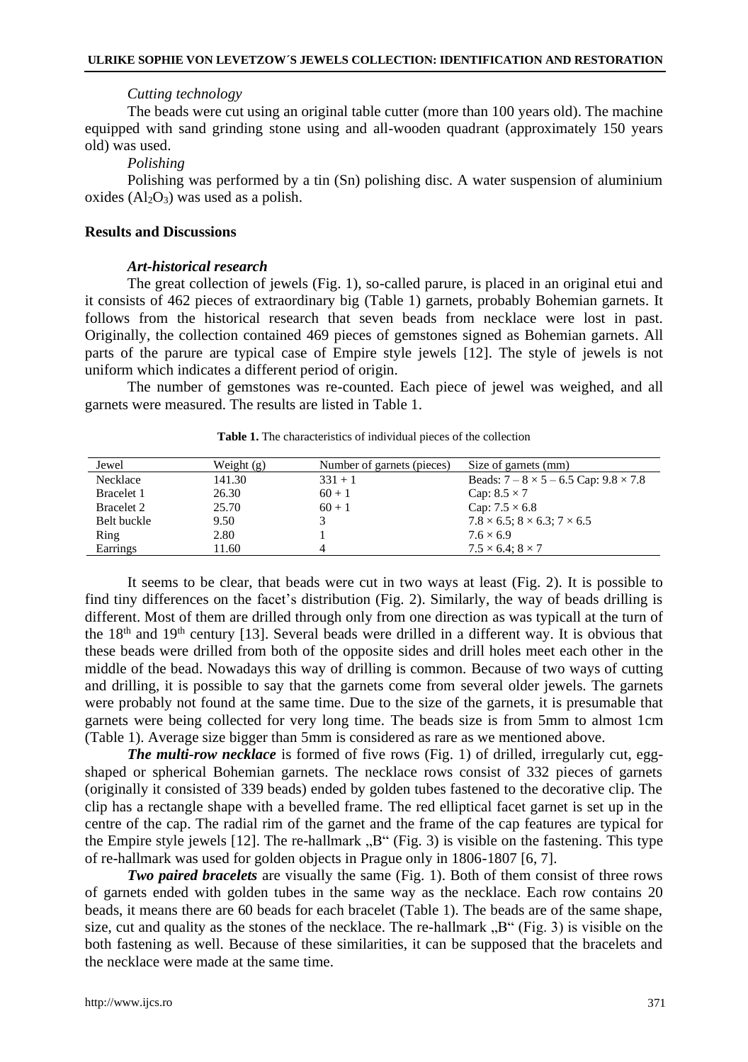*Cutting technology*

The beads were cut using an original table cutter (more than 100 years old). The machine equipped with sand grinding stone using and all-wooden quadrant (approximately 150 years old) was used.

*Polishing*

Polishing was performed by a tin (Sn) polishing disc. A water suspension of aluminium oxides ($Al_2O_3$) was used as a polish.

## Results and Discussions

### *Art-historical research*

The great collection of jewels (Fig. 1), so-called parure, is placed in an original etui and it consists of 462 pieces of extraordinary big (Table 1) garnets, probably Bohemian garnets. It follows from the historical research that seven beads from necklace were lost in past. Originally, the collection contained 469 pieces of gemstones signed as Bohemian garnets. All parts of the parure are typical case of Empire style jewels [12]. The style of jewels is not uniform which indicates a different period of origin.

The number of gemstones was re-counted. Each piece of jewel was weighed, and all garnets were measured. The results are listed in Table 1.

**Table 1.** The characteristics of individual pieces of the collection

| Jewel | Weight (g) | Number of garnets (pieces) | Size of garnets (mm) |
|---|---|---|---|
| Necklace | 141.30 | 331 + 1 | Beads: 7 – 8 × 5 – 6.5 Cap: 9.8 × 7.8 |
| Bracelet 1 | 26.30 | 60 + 1 | Cap: 8.5 × 7 |
| Bracelet 2 | 25.70 | 60 + 1 | Cap: 7.5 × 6.8 |
| Belt buckle | 9.50 | 3 | 7.8 × 6.5; 8 × 6.3; 7 × 6.5 |
| Ring | 2.80 | 1 | 7.6 × 6.9 |
| Earrings | 11.60 | 4 | 7.5 × 6.4; 8 × 7 |

It seems to be clear, that beads were cut in two ways at least (Fig. 2). It is possible to find tiny differences on the facet's distribution (Fig. 2). Similarly, the way of beads drilling is different. Most of them are drilled through only from one direction as was typicall at the turn of the 18th and 19th century [13]. Several beads were drilled in a different way. It is obvious that these beads were drilled from both of the opposite sides and drill holes meet each other in the middle of the bead. Nowadays this way of drilling is common. Because of two ways of cutting and drilling, it is possible to say that the garnets come from several older jewels. The garnets were probably not found at the same time. Due to the size of the garnets, it is presumable that garnets were being collected for very long time. The beads size is from 5mm to almost 1cm (Table 1). Average size bigger than 5mm is considered as rare as we mentioned above.

***The multi-row necklace*** is formed of five rows (Fig. 1) of drilled, irregularly cut, egg-shaped or spherical Bohemian garnets. The necklace rows consist of 332 pieces of garnets (originally it consisted of 339 beads) ended by golden tubes fastened to the decorative clip. The clip has a rectangle shape with a bevelled frame. The red elliptical facet garnet is set up in the centre of the cap. The radial rim of the garnet and the frame of the cap features are typical for the Empire style jewels [12]. The re-hallmark „B" (Fig. 3) is visible on the fastening. This type of re-hallmark was used for golden objects in Prague only in 1806-1807 [6, 7].

***Two paired bracelets*** are visually the same (Fig. 1). Both of them consist of three rows of garnets ended with golden tubes in the same way as the necklace. Each row contains 20 beads, it means there are 60 beads for each bracelet (Table 1). The beads are of the same shape, size, cut and quality as the stones of the necklace. The re-hallmark „B" (Fig. 3) is visible on the both fastening as well. Because of these similarities, it can be supposed that the bracelets and the necklace were made at the same time.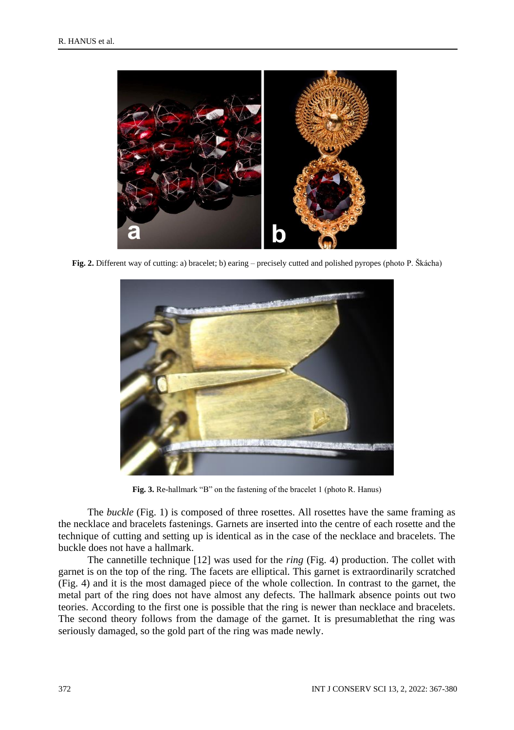**Fig. 2.** Different way of cutting: a) bracelet; b) earing – precisely cutted and polished pyropes (photo P. Škácha)

**Fig. 3.** Re-hallmark "B" on the fastening of the bracelet 1 (photo R. Hanus)

The *buckle* (Fig. 1) is composed of three rosettes. All rosettes have the same framing as the necklace and bracelets fastenings. Garnets are inserted into the centre of each rosette and the technique of cutting and setting up is identical as in the case of the necklace and bracelets. The buckle does not have a hallmark.

The cannetille technique [12] was used for the *ring* (Fig. 4) production. The collet with garnet is on the top of the ring. The facets are elliptical. This garnet is extraordinarily scratched (Fig. 4) and it is the most damaged piece of the whole collection. In contrast to the garnet, the metal part of the ring does not have almost any defects. The hallmark absence points out two teories. According to the first one is possible that the ring is newer than necklace and bracelets. The second theory follows from the damage of the garnet. It is presumablethat the ring was seriously damaged, so the gold part of the ring was made newly.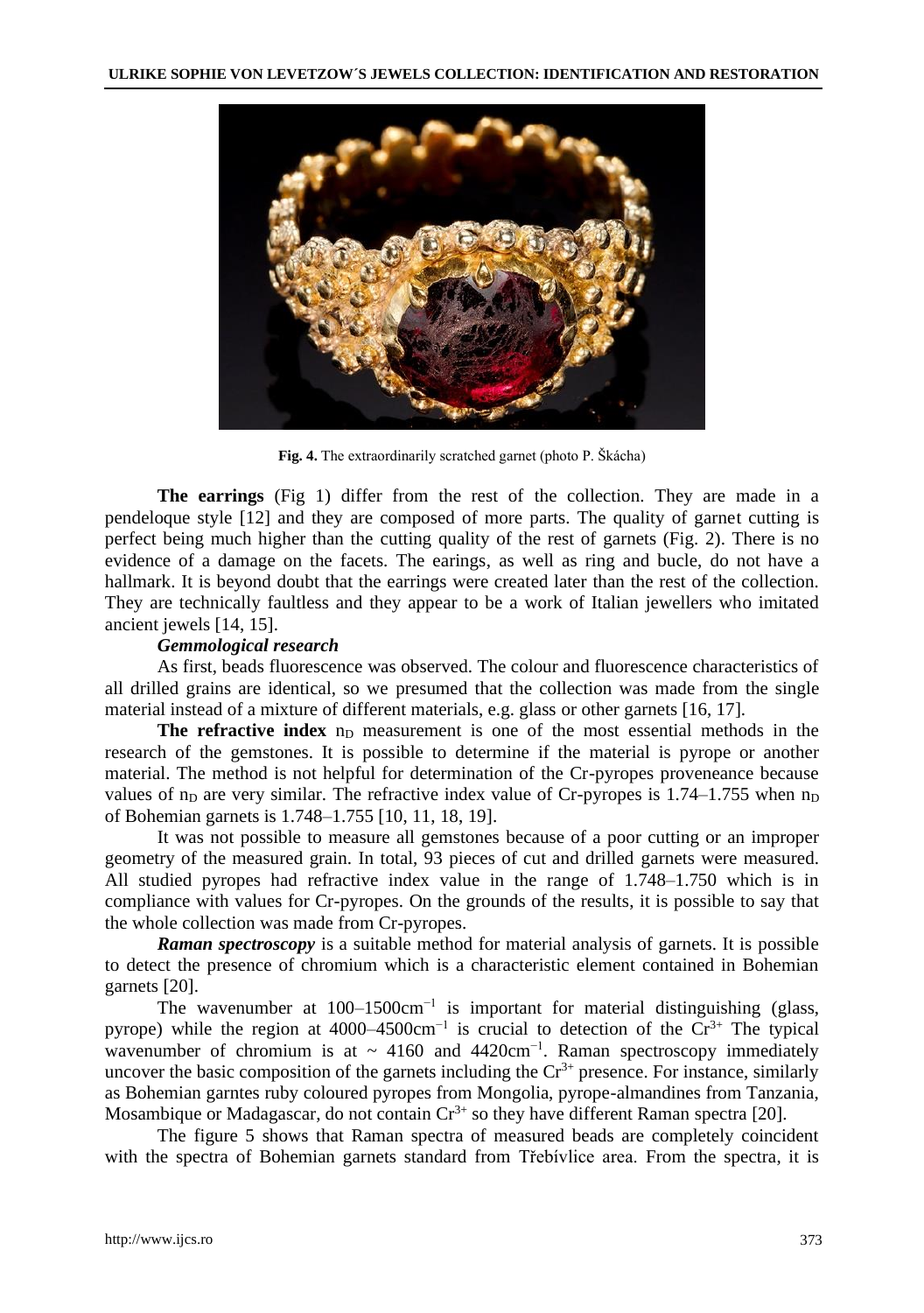Fig. 4. The extraordinarily scratched garnet (photo P. Škácha)

**The earrings** (Fig 1) differ from the rest of the collection. They are made in a pendeloque style [12] and they are composed of more parts. The quality of garnet cutting is perfect being much higher than the cutting quality of the rest of garnets (Fig. 2). There is no evidence of a damage on the facets. The earings, as well as ring and bucle, do not have a hallmark. It is beyond doubt that the earrings were created later than the rest of the collection. They are technically faultless and they appear to be a work of Italian jewellers who imitated ancient jewels [14, 15].

***Gemmological research***

As first, beads fluorescence was observed. The colour and fluorescence characteristics of all drilled grains are identical, so we presumed that the collection was made from the single material instead of a mixture of different materials, e.g. glass or other garnets [16, 17].

**The refractive index** $n_D$ measurement is one of the most essential methods in the research of the gemstones. It is possible to determine if the material is pyrope or another material. The method is not helpful for determination of the Cr-pyropes proveneance because values of $n_D$ are very similar. The refractive index value of Cr-pyropes is 1.74–1.755 when $n_D$ of Bohemian garnets is 1.748–1.755 [10, 11, 18, 19].

It was not possible to measure all gemstones because of a poor cutting or an improper geometry of the measured grain. In total, 93 pieces of cut and drilled garnets were measured. All studied pyropes had refractive index value in the range of 1.748–1.750 which is in compliance with values for Cr-pyropes. On the grounds of the results, it is possible to say that the whole collection was made from Cr-pyropes.

***Raman spectroscopy*** is a suitable method for material analysis of garnets. It is possible to detect the presence of chromium which is a characteristic element contained in Bohemian garnets [20].

The wavenumber at $100–1500cm^{-1}$ is important for material distinguishing (glass, pyrope) while the region at $4000–4500cm^{-1}$ is crucial to detection of the $Cr^{3+}$ The typical wavenumber of chromium is at ~ 4160 and $4420cm^{-1}$. Raman spectroscopy immediately uncover the basic composition of the garnets including the $Cr^{3+}$ presence. For instance, similarly as Bohemian garntes ruby coloured pyropes from Mongolia, pyrope-almandines from Tanzania, Mosambique or Madagascar, do not contain $Cr^{3+}$ so they have different Raman spectra [20].

The figure 5 shows that Raman spectra of measured beads are completely coincident with the spectra of Bohemian garnets standard from Třebívlice area. From the spectra, it is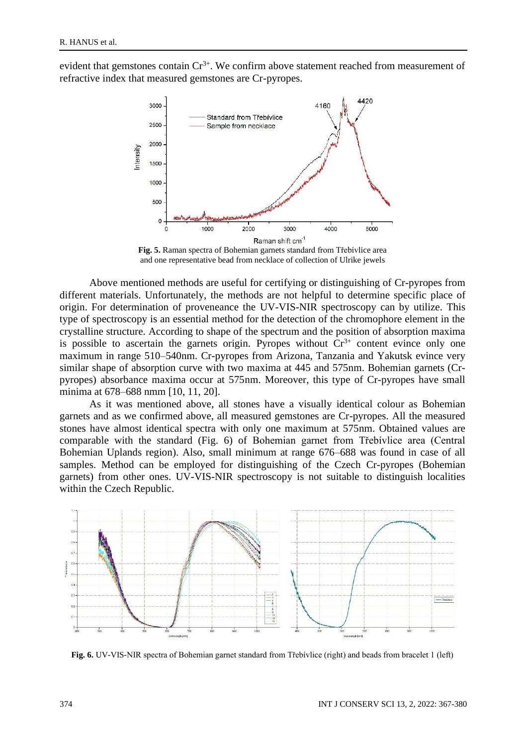evident that gemstones contain $Cr^{3+}$. We confirm above statement reached from measurement of refractive index that measured gemstones are Cr-pyropes.

**Fig. 5.** Raman spectra of Bohemian garnets standard from Třebívlice area and one representative bead from necklace of collection of Ulrike jewels

Above mentioned methods are useful for certifying or distinguishing of Cr-pyropes from different materials. Unfortunately, the methods are not helpful to determine specific place of origin. For determination of proveneance the UV-VIS-NIR spectroscopy can by utilize. This type of spectroscopy is an essential method for the detection of the chromophore element in the crystalline structure. According to shape of the spectrum and the position of absorption maxima is possible to ascertain the garnets origin. Pyropes without $Cr^{3+}$ content evince only one maximum in range 510–540nm. Cr-pyropes from Arizona, Tanzania and Yakutsk evince very similar shape of absorption curve with two maxima at 445 and 575nm. Bohemian garnets (Cr-pyropes) absorbance maxima occur at 575nm. Moreover, this type of Cr-pyropes have small minima at 678–688 nmm [10, 11, 20].

As it was mentioned above, all stones have a visually identical colour as Bohemian garnets and as we confirmed above, all measured gemstones are Cr-pyropes. All the measured stones have almost identical spectra with only one maximum at 575nm. Obtained values are comparable with the standard (Fig. 6) of Bohemian garnet from Třebívlice area (Central Bohemian Uplands region). Also, small minimum at range 676–688 was found in case of all samples. Method can be employed for distinguishing of the Czech Cr-pyropes (Bohemian garnets) from other ones. UV-VIS-NIR spectroscopy is not suitable to distinguish localities within the Czech Republic.

**Fig. 6.** UV-VIS-NIR spectra of Bohemian garnet standard from Třebívlice (right) and beads from bracelet 1 (left)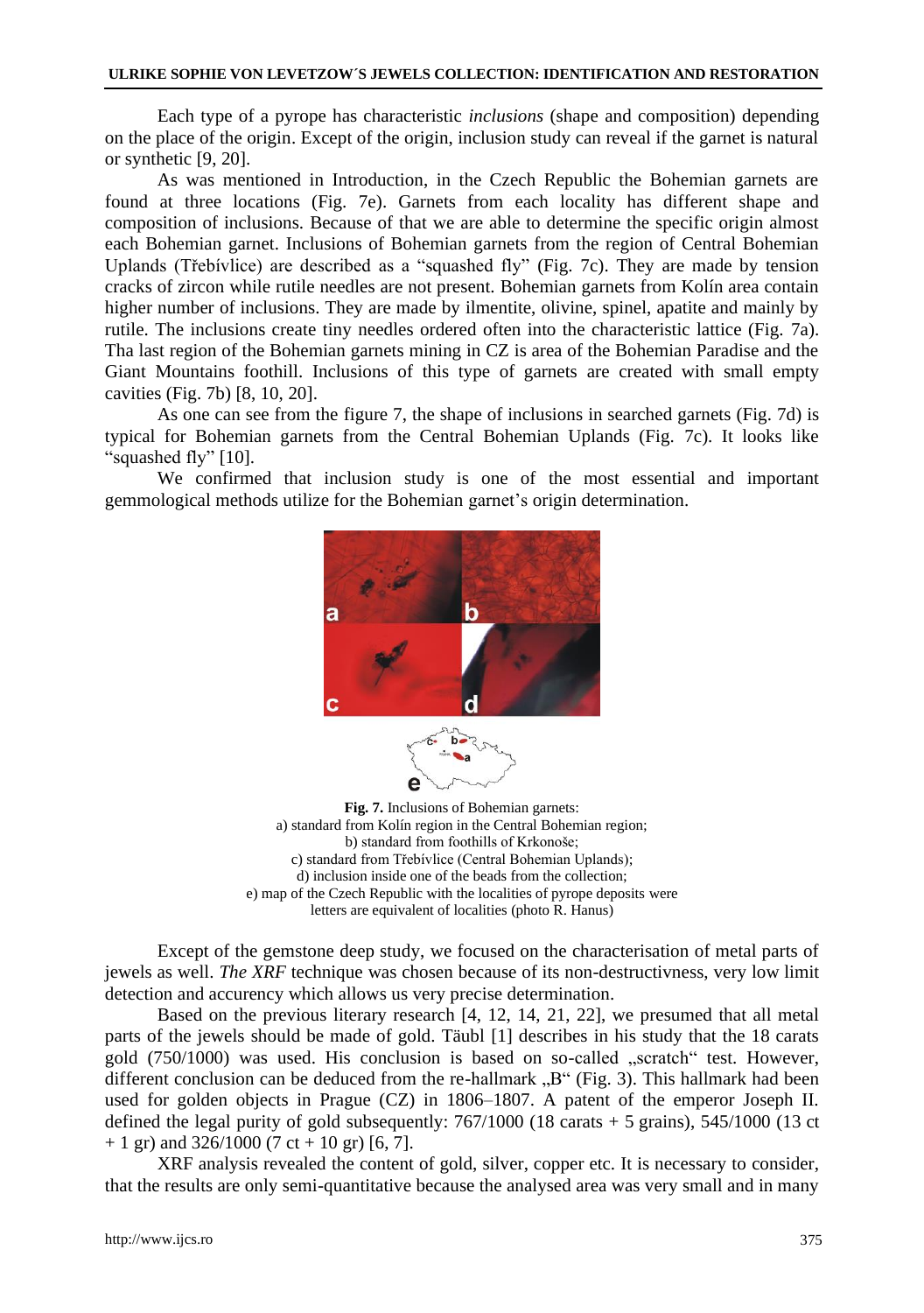Each type of a pyrope has characteristic *inclusions* (shape and composition) depending on the place of the origin. Except of the origin, inclusion study can reveal if the garnet is natural or synthetic [9, 20].

As was mentioned in Introduction, in the Czech Republic the Bohemian garnets are found at three locations (Fig. 7e). Garnets from each locality has different shape and composition of inclusions. Because of that we are able to determine the specific origin almost each Bohemian garnet. Inclusions of Bohemian garnets from the region of Central Bohemian Uplands (Třebívlice) are described as a "squashed fly" (Fig. 7c). They are made by tension cracks of zircon while rutile needles are not present. Bohemian garnets from Kolín area contain higher number of inclusions. They are made by ilmentite, olivine, spinel, apatite and mainly by rutile. The inclusions create tiny needles ordered often into the characteristic lattice (Fig. 7a). Tha last region of the Bohemian garnets mining in CZ is area of the Bohemian Paradise and the Giant Mountains foothill. Inclusions of this type of garnets are created with small empty cavities (Fig. 7b) [8, 10, 20].

As one can see from the figure 7, the shape of inclusions in searched garnets (Fig. 7d) is typical for Bohemian garnets from the Central Bohemian Uplands (Fig. 7c). It looks like "squashed fly" [10].

We confirmed that inclusion study is one of the most essential and important gemmological methods utilize for the Bohemian garnet's origin determination.

**Fig. 7.** Inclusions of Bohemian garnets:
a) standard from Kolín region in the Central Bohemian region;
b) standard from foothills of Krkonoše;
c) standard from Třebívlice (Central Bohemian Uplands);
d) inclusion inside one of the beads from the collection;
e) map of the Czech Republic with the localities of pyrope deposits were letters are equivalent of localities (photo R. Hanus)

Except of the gemstone deep study, we focused on the characterisation of metal parts of jewels as well. *The XRF* technique was chosen because of its non-destructivness, very low limit detection and accurency which allows us very precise determination.

Based on the previous literary research [4, 12, 14, 21, 22], we presumed that all metal parts of the jewels should be made of gold. Täubl [1] describes in his study that the 18 carats gold (750/1000) was used. His conclusion is based on so-called „scratch" test. However, different conclusion can be deduced from the re-hallmark „B" (Fig. 3). This hallmark had been used for golden objects in Prague (CZ) in 1806–1807. A patent of the emperor Joseph II. defined the legal purity of gold subsequently: 767/1000 (18 carats + 5 grains), 545/1000 (13 ct + 1 gr) and 326/1000 (7 ct + 10 gr) [6, 7].

XRF analysis revealed the content of gold, silver, copper etc. It is necessary to consider, that the results are only semi-quantitative because the analysed area was very small and in many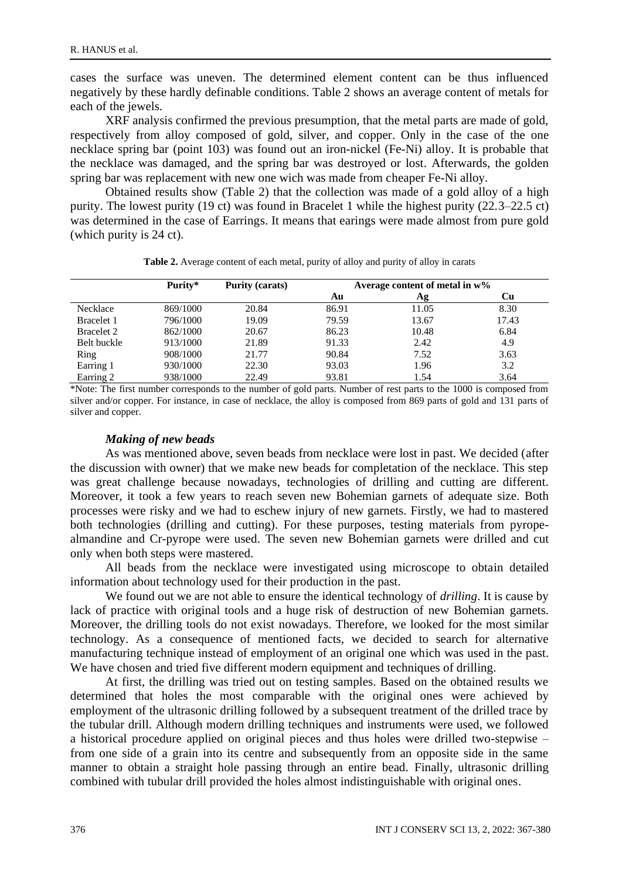cases the surface was uneven. The determined element content can be thus influenced negatively by these hardly definable conditions. Table 2 shows an average content of metals for each of the jewels.

XRF analysis confirmed the previous presumption, that the metal parts are made of gold, respectively from alloy composed of gold, silver, and copper. Only in the case of the one necklace spring bar (point 103) was found out an iron-nickel (Fe-Ni) alloy. It is probable that the necklace was damaged, and the spring bar was destroyed or lost. Afterwards, the golden spring bar was replacement with new one wich was made from cheaper Fe-Ni alloy.

Obtained results show (Table 2) that the collection was made of a gold alloy of a high purity. The lowest purity (19 ct) was found in Bracelet 1 while the highest purity (22.3–22.5 ct) was determined in the case of Earrings. It means that earings were made almost from pure gold (which purity is 24 ct).

**Table 2.** Average content of each metal, purity of alloy and purity of alloy in carats

| | Purity* | Purity (carats) | Average content of metal in w% | | |
|---|---|---|---|---|---|
| | | | Au | Ag | Cu |
| Necklace | 869/1000 | 20.84 | 86.91 | 11.05 | 8.30 |
| Bracelet 1 | 796/1000 | 19.09 | 79.59 | 13.67 | 17.43 |
| Bracelet 2 | 862/1000 | 20.67 | 86.23 | 10.48 | 6.84 |
| Belt buckle | 913/1000 | 21.89 | 91.33 | 2.42 | 4.9 |
| Ring | 908/1000 | 21.77 | 90.84 | 7.52 | 3.63 |
| Earring 1 | 930/1000 | 22.30 | 93.03 | 1.96 | 3.2 |
| Earring 2 | 938/1000 | 22.49 | 93.81 | 1.54 | 3.64 |

*Note: The first number corresponds to the number of gold parts. Number of rest parts to the 1000 is composed from silver and/or copper. For instance, in case of necklace, the alloy is composed from 869 parts of gold and 131 parts of silver and copper.

### *Making of new beads*

As was mentioned above, seven beads from necklace were lost in past. We decided (after the discussion with owner) that we make new beads for completation of the necklace. This step was great challenge because nowadays, technologies of drilling and cutting are different. Moreover, it took a few years to reach seven new Bohemian garnets of adequate size. Both processes were risky and we had to eschew injury of new garnets. Firstly, we had to mastered both technologies (drilling and cutting). For these purposes, testing materials from pyrope-almandine and Cr-pyrope were used. The seven new Bohemian garnets were drilled and cut only when both steps were mastered.

All beads from the necklace were investigated using microscope to obtain detailed information about technology used for their production in the past.

We found out we are not able to ensure the identical technology of *drilling*. It is cause by lack of practice with original tools and a huge risk of destruction of new Bohemian garnets. Moreover, the drilling tools do not exist nowadays. Therefore, we looked for the most similar technology. As a consequence of mentioned facts, we decided to search for alternative manufacturing technique instead of employment of an original one which was used in the past. We have chosen and tried five different modern equipment and techniques of drilling.

At first, the drilling was tried out on testing samples. Based on the obtained results we determined that holes the most comparable with the original ones were achieved by employment of the ultrasonic drilling followed by a subsequent treatment of the drilled trace by the tubular drill. Although modern drilling techniques and instruments were used, we followed a historical procedure applied on original pieces and thus holes were drilled two-stepwise – from one side of a grain into its centre and subsequently from an opposite side in the same manner to obtain a straight hole passing through an entire bead. Finally, ultrasonic drilling combined with tubular drill provided the holes almost indistinguishable with original ones.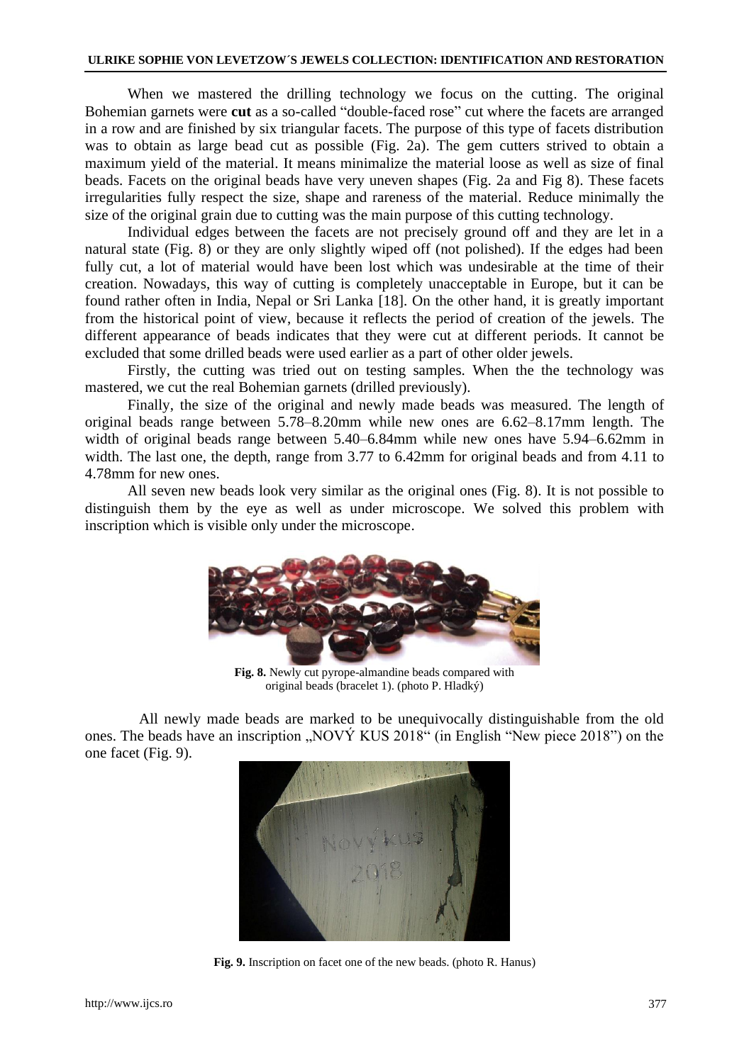When we mastered the drilling technology we focus on the cutting. The original Bohemian garnets were **cut** as a so-called "double-faced rose" cut where the facets are arranged in a row and are finished by six triangular facets. The purpose of this type of facets distribution was to obtain as large bead cut as possible (Fig. 2a). The gem cutters strived to obtain a maximum yield of the material. It means minimalize the material loose as well as size of final beads. Facets on the original beads have very uneven shapes (Fig. 2a and Fig 8). These facets irregularities fully respect the size, shape and rareness of the material. Reduce minimally the size of the original grain due to cutting was the main purpose of this cutting technology.

Individual edges between the facets are not precisely ground off and they are let in a natural state (Fig. 8) or they are only slightly wiped off (not polished). If the edges had been fully cut, a lot of material would have been lost which was undesirable at the time of their creation. Nowadays, this way of cutting is completely unacceptable in Europe, but it can be found rather often in India, Nepal or Sri Lanka [18]. On the other hand, it is greatly important from the historical point of view, because it reflects the period of creation of the jewels. The different appearance of beads indicates that they were cut at different periods. It cannot be excluded that some drilled beads were used earlier as a part of other older jewels.

Firstly, the cutting was tried out on testing samples. When the the technology was mastered, we cut the real Bohemian garnets (drilled previously).

Finally, the size of the original and newly made beads was measured. The length of original beads range between 5.78–8.20mm while new ones are 6.62–8.17mm length. The width of original beads range between 5.40–6.84mm while new ones have 5.94–6.62mm in width. The last one, the depth, range from 3.77 to 6.42mm for original beads and from 4.11 to 4.78mm for new ones.

All seven new beads look very similar as the original ones (Fig. 8). It is not possible to distinguish them by the eye as well as under microscope. We solved this problem with inscription which is visible only under the microscope.

**Fig. 8.** Newly cut pyrope-almandine beads compared with original beads (bracelet 1). (photo P. Hladký)

All newly made beads are marked to be unequivocally distinguishable from the old ones. The beads have an inscription „NOVÝ KUS 2018“ (in English "New piece 2018") on the one facet (Fig. 9).

**Fig. 9.** Inscription on facet one of the new beads. (photo R. Hanus)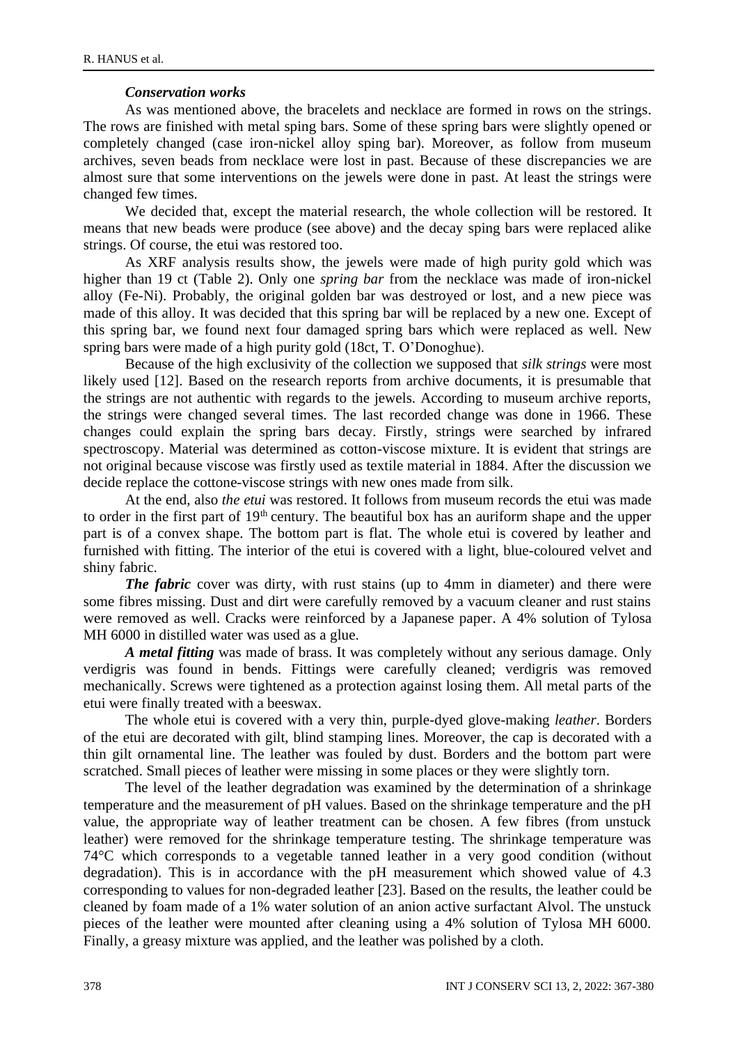### *Conservation works*

As was mentioned above, the bracelets and necklace are formed in rows on the strings. The rows are finished with metal sping bars. Some of these spring bars were slightly opened or completely changed (case iron-nickel alloy sping bar). Moreover, as follow from museum archives, seven beads from necklace were lost in past. Because of these discrepancies we are almost sure that some interventions on the jewels were done in past. At least the strings were changed few times.

We decided that, except the material research, the whole collection will be restored. It means that new beads were produce (see above) and the decay sping bars were replaced alike strings. Of course, the etui was restored too.

As XRF analysis results show, the jewels were made of high purity gold which was higher than 19 ct (Table 2). Only one *spring bar* from the necklace was made of iron-nickel alloy (Fe-Ni). Probably, the original golden bar was destroyed or lost, and a new piece was made of this alloy. It was decided that this spring bar will be replaced by a new one. Except of this spring bar, we found next four damaged spring bars which were replaced as well. New spring bars were made of a high purity gold (18ct, T. O'Donoghue).

Because of the high exclusivity of the collection we supposed that *silk strings* were most likely used [12]. Based on the research reports from archive documents, it is presumable that the strings are not authentic with regards to the jewels. According to museum archive reports, the strings were changed several times. The last recorded change was done in 1966. These changes could explain the spring bars decay. Firstly, strings were searched by infrared spectroscopy. Material was determined as cotton-viscose mixture. It is evident that strings are not original because viscose was firstly used as textile material in 1884. After the discussion we decide replace the cottone-viscose strings with new ones made from silk.

At the end, also *the etui* was restored. It follows from museum records the etui was made to order in the first part of 19th century. The beautiful box has an auriform shape and the upper part is of a convex shape. The bottom part is flat. The whole etui is covered by leather and furnished with fitting. The interior of the etui is covered with a light, blue-coloured velvet and shiny fabric.

***The fabric*** cover was dirty, with rust stains (up to 4mm in diameter) and there were some fibres missing. Dust and dirt were carefully removed by a vacuum cleaner and rust stains were removed as well. Cracks were reinforced by a Japanese paper. A 4% solution of Tylosa MH 6000 in distilled water was used as a glue.

***A metal fitting*** was made of brass. It was completely without any serious damage. Only verdigris was found in bends. Fittings were carefully cleaned; verdigris was removed mechanically. Screws were tightened as a protection against losing them. All metal parts of the etui were finally treated with a beeswax.

The whole etui is covered with a very thin, purple-dyed glove-making *leather*. Borders of the etui are decorated with gilt, blind stamping lines. Moreover, the cap is decorated with a thin gilt ornamental line. The leather was fouled by dust. Borders and the bottom part were scratched. Small pieces of leather were missing in some places or they were slightly torn.

The level of the leather degradation was examined by the determination of a shrinkage temperature and the measurement of pH values. Based on the shrinkage temperature and the pH value, the appropriate way of leather treatment can be chosen. A few fibres (from unstuck leather) were removed for the shrinkage temperature testing. The shrinkage temperature was 74°C which corresponds to a vegetable tanned leather in a very good condition (without degradation). This is in accordance with the pH measurement which showed value of 4.3 corresponding to values for non-degraded leather [23]. Based on the results, the leather could be cleaned by foam made of a 1% water solution of an anion active surfactant Alvol. The unstuck pieces of the leather were mounted after cleaning using a 4% solution of Tylosa MH 6000. Finally, a greasy mixture was applied, and the leather was polished by a cloth.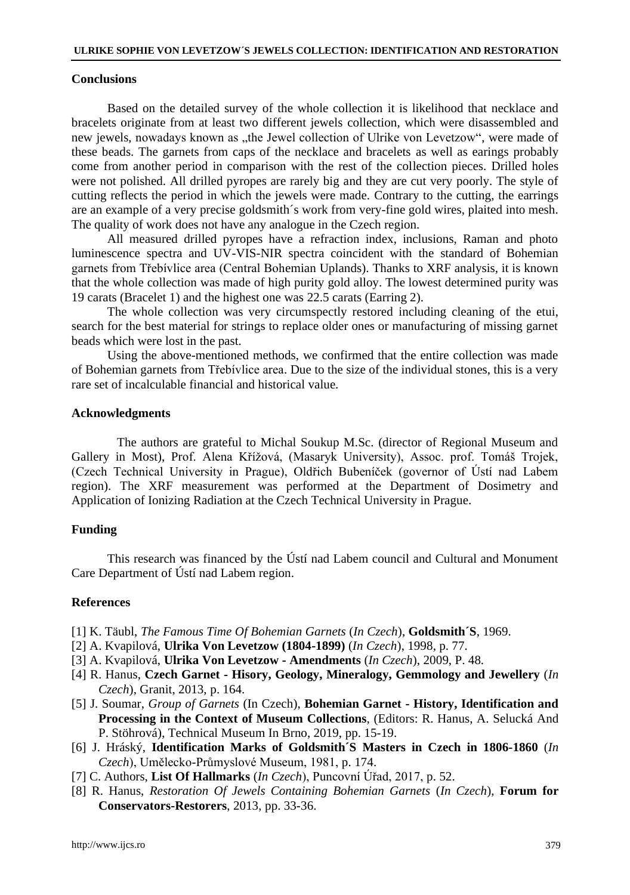## Conclusions

Based on the detailed survey of the whole collection it is likelihood that necklace and bracelets originate from at least two different jewels collection, which were disassembled and new jewels, nowadays known as „the Jewel collection of Ulrike von Levetzow", were made of these beads. The garnets from caps of the necklace and bracelets as well as earings probably come from another period in comparison with the rest of the collection pieces. Drilled holes were not polished. All drilled pyropes are rarely big and they are cut very poorly. The style of cutting reflects the period in which the jewels were made. Contrary to the cutting, the earrings are an example of a very precise goldsmith´s work from very-fine gold wires, plaited into mesh. The quality of work does not have any analogue in the Czech region.

All measured drilled pyropes have a refraction index, inclusions, Raman and photo luminescence spectra and UV-VIS-NIR spectra coincident with the standard of Bohemian garnets from Třebívlice area (Central Bohemian Uplands). Thanks to XRF analysis, it is known that the whole collection was made of high purity gold alloy. The lowest determined purity was 19 carats (Bracelet 1) and the highest one was 22.5 carats (Earring 2).

The whole collection was very circumspectly restored including cleaning of the etui, search for the best material for strings to replace older ones or manufacturing of missing garnet beads which were lost in the past.

Using the above-mentioned methods, we confirmed that the entire collection was made of Bohemian garnets from Třebívlice area. Due to the size of the individual stones, this is a very rare set of incalculable financial and historical value.

## Acknowledgments

The authors are grateful to Michal Soukup M.Sc. (director of Regional Museum and Gallery in Most), Prof. Alena Křížová, (Masaryk University), Assoc. prof. Tomáš Trojek, (Czech Technical University in Prague), Oldřich Bubeníček (governor of Ústí nad Labem region). The XRF measurement was performed at the Department of Dosimetry and Application of Ionizing Radiation at the Czech Technical University in Prague.

## Funding

This research was financed by the Ústí nad Labem council and Cultural and Monument Care Department of Ústí nad Labem region.

## References

[1] K. Täubl, *The Famous Time Of Bohemian Garnets* (*In Czech*), **Goldsmith´S**, 1969.

[2] A. Kvapilová, **Ulrika Von Levetzow (1804-1899)** (*In Czech*), 1998, p. 77.

[3] A. Kvapilová, **Ulrika Von Levetzow - Amendments** (*In Czech*), 2009, P. 48.

[4] R. Hanus, **Czech Garnet - Hisory, Geology, Mineralogy, Gemmology and Jewellery** (*In Czech*), Granit, 2013, p. 164.

[5] J. Soumar, *Group of Garnets* (In Czech), **Bohemian Garnet - History, Identification and Processing in the Context of Museum Collections**, (Editors: R. Hanus, A. Selucká And P. Stöhrová), Technical Museum In Brno, 2019, pp. 15-19.

[6] J. Hráský, **Identification Marks of Goldsmith´S Masters in Czech in 1806-1860** (*In Czech*), Umělecko-Průmyslové Museum, 1981, p. 174.

[7] C. Authors, **List Of Hallmarks** (*In Czech*), Puncovní Úřad, 2017, p. 52.

[8] R. Hanus, *Restoration Of Jewels Containing Bohemian Garnets* (*In Czech*), **Forum for Conservators-Restorers**, 2013, pp. 33-36.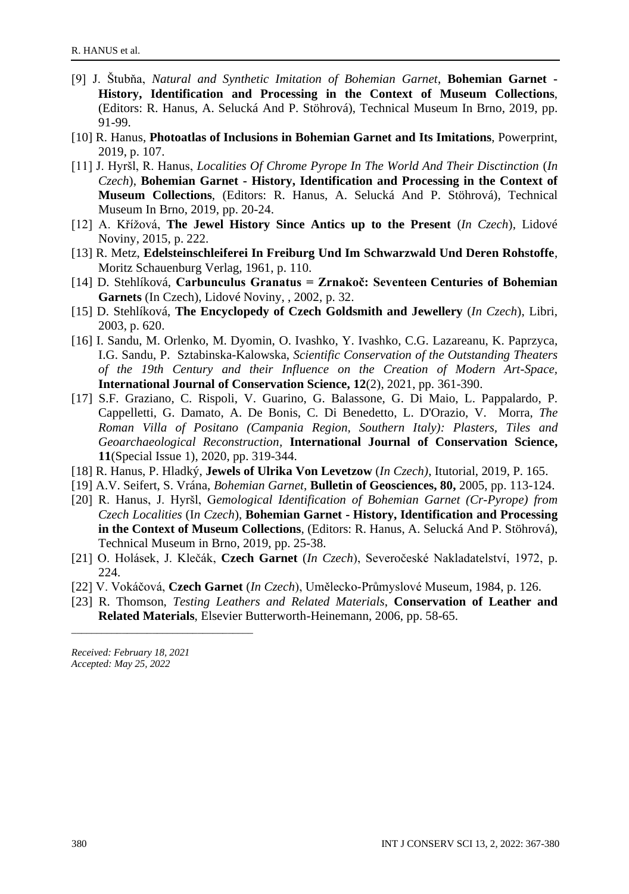[9] J. Štubňa, *Natural and Synthetic Imitation of Bohemian Garnet*, **Bohemian Garnet - History, Identification and Processing in the Context of Museum Collections**, (Editors: R. Hanus, A. Selucká And P. Stöhrová), Technical Museum In Brno, 2019, pp. 91-99.

[10] R. Hanus, **Photoatlas of Inclusions in Bohemian Garnet and Its Imitations**, Powerprint, 2019, p. 107.

[11] J. Hyršl, R. Hanus, *Localities Of Chrome Pyrope In The World And Their Disctinction* (*In Czech*), **Bohemian Garnet - History, Identification and Processing in the Context of Museum Collections**, (Editors: R. Hanus, A. Selucká And P. Stöhrová), Technical Museum In Brno, 2019, pp. 20-24.

[12] A. Křížová, **The Jewel History Since Antics up to the Present** (*In Czech*), Lidové Noviny, 2015, p. 222.

[13] R. Metz, **Edelsteinschleiferei In Freiburg Und Im Schwarzwald Und Deren Rohstoffe**, Moritz Schauenburg Verlag, 1961, p. 110.

[14] D. Stehlíková, **Carbunculus Granatus = Zrnakoč: Seventeen Centuries of Bohemian Garnets** (In Czech), Lidové Noviny, , 2002, p. 32.

[15] D. Stehlíková, **The Encyclopedy of Czech Goldsmith and Jewellery** (*In Czech*), Libri, 2003, p. 620.

[16] I. Sandu, M. Orlenko, M. Dyomin, O. Ivashko, Y. Ivashko, C.G. Lazareanu, K. Paprzyca, I.G. Sandu, P. Sztabinska-Kalowska, *Scientific Conservation of the Outstanding Theaters of the 19th Century and their Influence on the Creation of Modern Art-Space,* **International Journal of Conservation Science, 12**(2), 2021, pp. 361-390.

[17] S.F. Graziano, C. Rispoli, V. Guarino, G. Balassone, G. Di Maio, L. Pappalardo, P. Cappelletti, G. Damato, A. De Bonis, C. Di Benedetto, L. D'Orazio, V. Morra, *The Roman Villa of Positano (Campania Region, Southern Italy): Plasters, Tiles and Geoarchaeological Reconstruction*, **International Journal of Conservation Science, 11**(Special Issue 1), 2020, pp. 319-344.

[18] R. Hanus, P. Hladký, **Jewels of Ulrika Von Levetzow** (*In Czech)*, Itutorial, 2019, P. 165.

[19] A.V. Seifert, S. Vrána, *Bohemian Garnet*, **Bulletin of Geosciences, 80,** 2005, pp. 113-124.

[20] R. Hanus, J. Hyršl, G*emological Identification of Bohemian Garnet (Cr-Pyrope) from Czech Localities* (I*n Czech*), **Bohemian Garnet - History, Identification and Processing in the Context of Museum Collections**, (Editors: R. Hanus, A. Selucká And P. Stöhrová), Technical Museum in Brno, 2019, pp. 25-38.

[21] O. Holásek, J. Klečák, **Czech Garnet** (*In Czech*), Severočeské Nakladatelství, 1972, p. 224.

[22] V. Vokáčová, **Czech Garnet** (*In Czech*), Umělecko-Průmyslové Museum, 1984, p. 126.

[23] R. Thomson, *Testing Leathers and Related Materials*, **Conservation of Leather and Related Materials**, Elsevier Butterworth-Heinemann, 2006, pp. 58-65.

---

*Received: February 18, 2021*
*Accepted: May 25, 2022*